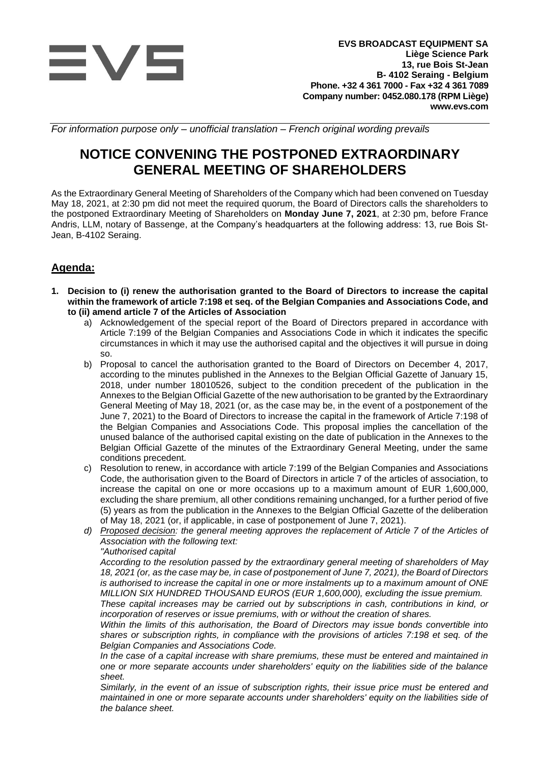**EVS BROADCAST EQUIPMENT SA**
**Liège Science Park**
**13, rue Bois St-Jean**
**B- 4102 Seraing - Belgium**
**Phone. +32 4 361 7000 - Fax +32 4 361 7089**
**Company number: 0452.080.178 (RPM Liège)**
**www.evs.com**

*For information purpose only – unofficial translation – French original wording prevails*

# NOTICE CONVENING THE POSTPONED EXTRAORDINARY GENERAL MEETING OF SHAREHOLDERS

As the Extraordinary General Meeting of Shareholders of the Company which had been convened on Tuesday May 18, 2021, at 2:30 pm did not meet the required quorum, the Board of Directors calls the shareholders to the postponed Extraordinary Meeting of Shareholders on **Monday June 7, 2021**, at 2:30 pm, before France Andris, LLM, notary of Bassenge, at the Company's headquarters at the following address: 13, rue Bois St-Jean, B-4102 Seraing.

## Agenda:

1. **Decision to (i) renew the authorisation granted to the Board of Directors to increase the capital within the framework of article 7:198 et seq. of the Belgian Companies and Associations Code, and to (ii) amend article 7 of the Articles of Association**
   a) Acknowledgement of the special report of the Board of Directors prepared in accordance with Article 7:199 of the Belgian Companies and Associations Code in which it indicates the specific circumstances in which it may use the authorised capital and the objectives it will pursue in doing so.
   b) Proposal to cancel the authorisation granted to the Board of Directors on December 4, 2017, according to the minutes published in the Annexes to the Belgian Official Gazette of January 15, 2018, under number 18010526, subject to the condition precedent of the publication in the Annexes to the Belgian Official Gazette of the new authorisation to be granted by the Extraordinary General Meeting of May 18, 2021 (or, as the case may be, in the event of a postponement of the June 7, 2021) to the Board of Directors to increase the capital in the framework of Article 7:198 of the Belgian Companies and Associations Code. This proposal implies the cancellation of the unused balance of the authorised capital existing on the date of publication in the Annexes to the Belgian Official Gazette of the minutes of the Extraordinary General Meeting, under the same conditions precedent.
   c) Resolution to renew, in accordance with article 7:199 of the Belgian Companies and Associations Code, the authorisation given to the Board of Directors in article 7 of the articles of association, to increase the capital on one or more occasions up to a maximum amount of EUR 1,600,000, excluding the share premium, all other conditions remaining unchanged, for a further period of five (5) years as from the publication in the Annexes to the Belgian Official Gazette of the deliberation of May 18, 2021 (or, if applicable, in case of postponement of June 7, 2021).
   d) *<u>Proposed decision</u>: the general meeting approves the replacement of Article 7 of the Articles of Association with the following text:*
      *"Authorised capital*
      *According to the resolution passed by the extraordinary general meeting of shareholders of May 18, 2021 (or, as the case may be, in case of postponement of June 7, 2021), the Board of Directors is authorised to increase the capital in one or more instalments up to a maximum amount of ONE MILLION SIX HUNDRED THOUSAND EUROS (EUR 1,600,000), excluding the issue premium.*
      *These capital increases may be carried out by subscriptions in cash, contributions in kind, or incorporation of reserves or issue premiums, with or without the creation of shares.*
      *Within the limits of this authorisation, the Board of Directors may issue bonds convertible into shares or subscription rights, in compliance with the provisions of articles 7:198 et seq. of the Belgian Companies and Associations Code.*
      *In the case of a capital increase with share premiums, these must be entered and maintained in one or more separate accounts under shareholders' equity on the liabilities side of the balance sheet.*
      *Similarly, in the event of an issue of subscription rights, their issue price must be entered and maintained in one or more separate accounts under shareholders' equity on the liabilities side of the balance sheet.*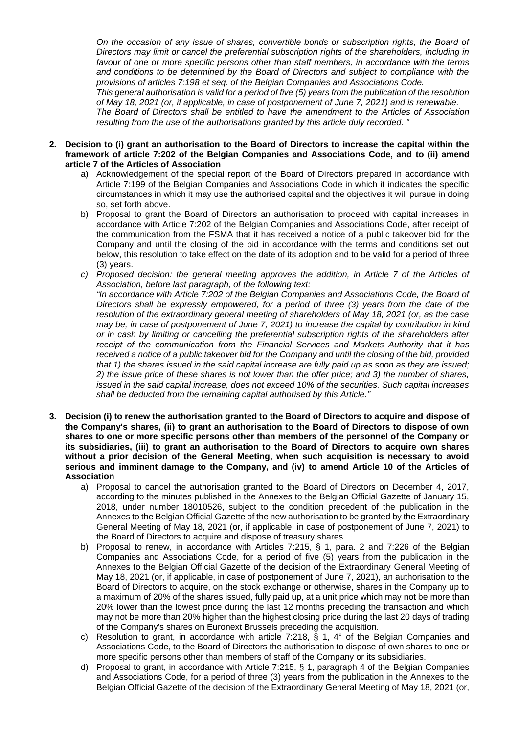*On the occasion of any issue of shares, convertible bonds or subscription rights, the Board of Directors may limit or cancel the preferential subscription rights of the shareholders, including in favour of one or more specific persons other than staff members, in accordance with the terms and conditions to be determined by the Board of Directors and subject to compliance with the provisions of articles 7:198 et seq. of the Belgian Companies and Associations Code.*
*This general authorisation is valid for a period of five (5) years from the publication of the resolution of May 18, 2021 (or, if applicable, in case of postponement of June 7, 2021) and is renewable.*
*The Board of Directors shall be entitled to have the amendment to the Articles of Association resulting from the use of the authorisations granted by this article duly recorded. "*

2. **Decision to (i) grant an authorisation to the Board of Directors to increase the capital within the framework of article 7:202 of the Belgian Companies and Associations Code, and to (ii) amend article 7 of the Articles of Association**
   a) Acknowledgement of the special report of the Board of Directors prepared in accordance with Article 7:199 of the Belgian Companies and Associations Code in which it indicates the specific circumstances in which it may use the authorised capital and the objectives it will pursue in doing so, set forth above.
   b) Proposal to grant the Board of Directors an authorisation to proceed with capital increases in accordance with Article 7:202 of the Belgian Companies and Associations Code, after receipt of the communication from the FSMA that it has received a notice of a public takeover bid for the Company and until the closing of the bid in accordance with the terms and conditions set out below, this resolution to take effect on the date of its adoption and to be valid for a period of three (3) years.
   c) *Proposed decision: the general meeting approves the addition, in Article 7 of the Articles of Association, before last paragraph, of the following text:*
   *"In accordance with Article 7:202 of the Belgian Companies and Associations Code, the Board of Directors shall be expressly empowered, for a period of three (3) years from the date of the resolution of the extraordinary general meeting of shareholders of May 18, 2021 (or, as the case may be, in case of postponement of June 7, 2021) to increase the capital by contribution in kind or in cash by limiting or cancelling the preferential subscription rights of the shareholders after receipt of the communication from the Financial Services and Markets Authority that it has received a notice of a public takeover bid for the Company and until the closing of the bid, provided that 1) the shares issued in the said capital increase are fully paid up as soon as they are issued; 2) the issue price of these shares is not lower than the offer price; and 3) the number of shares, issued in the said capital increase, does not exceed 10% of the securities. Such capital increases shall be deducted from the remaining capital authorised by this Article."*

3. **Decision (i) to renew the authorisation granted to the Board of Directors to acquire and dispose of the Company's shares, (ii) to grant an authorisation to the Board of Directors to dispose of own shares to one or more specific persons other than members of the personnel of the Company or its subsidiaries, (iii) to grant an authorisation to the Board of Directors to acquire own shares without a prior decision of the General Meeting, when such acquisition is necessary to avoid serious and imminent damage to the Company, and (iv) to amend Article 10 of the Articles of Association**
   a) Proposal to cancel the authorisation granted to the Board of Directors on December 4, 2017, according to the minutes published in the Annexes to the Belgian Official Gazette of January 15, 2018, under number 18010526, subject to the condition precedent of the publication in the Annexes to the Belgian Official Gazette of the new authorisation to be granted by the Extraordinary General Meeting of May 18, 2021 (or, if applicable, in case of postponement of June 7, 2021) to the Board of Directors to acquire and dispose of treasury shares.
   b) Proposal to renew, in accordance with Articles 7:215, § 1, para. 2 and 7:226 of the Belgian Companies and Associations Code, for a period of five (5) years from the publication in the Annexes to the Belgian Official Gazette of the decision of the Extraordinary General Meeting of May 18, 2021 (or, if applicable, in case of postponement of June 7, 2021), an authorisation to the Board of Directors to acquire, on the stock exchange or otherwise, shares in the Company up to a maximum of 20% of the shares issued, fully paid up, at a unit price which may not be more than 20% lower than the lowest price during the last 12 months preceding the transaction and which may not be more than 20% higher than the highest closing price during the last 20 days of trading of the Company's shares on Euronext Brussels preceding the acquisition.
   c) Resolution to grant, in accordance with article 7:218, § 1, 4° of the Belgian Companies and Associations Code, to the Board of Directors the authorisation to dispose of own shares to one or more specific persons other than members of staff of the Company or its subsidiaries.
   d) Proposal to grant, in accordance with Article 7:215, § 1, paragraph 4 of the Belgian Companies and Associations Code, for a period of three (3) years from the publication in the Annexes to the Belgian Official Gazette of the decision of the Extraordinary General Meeting of May 18, 2021 (or,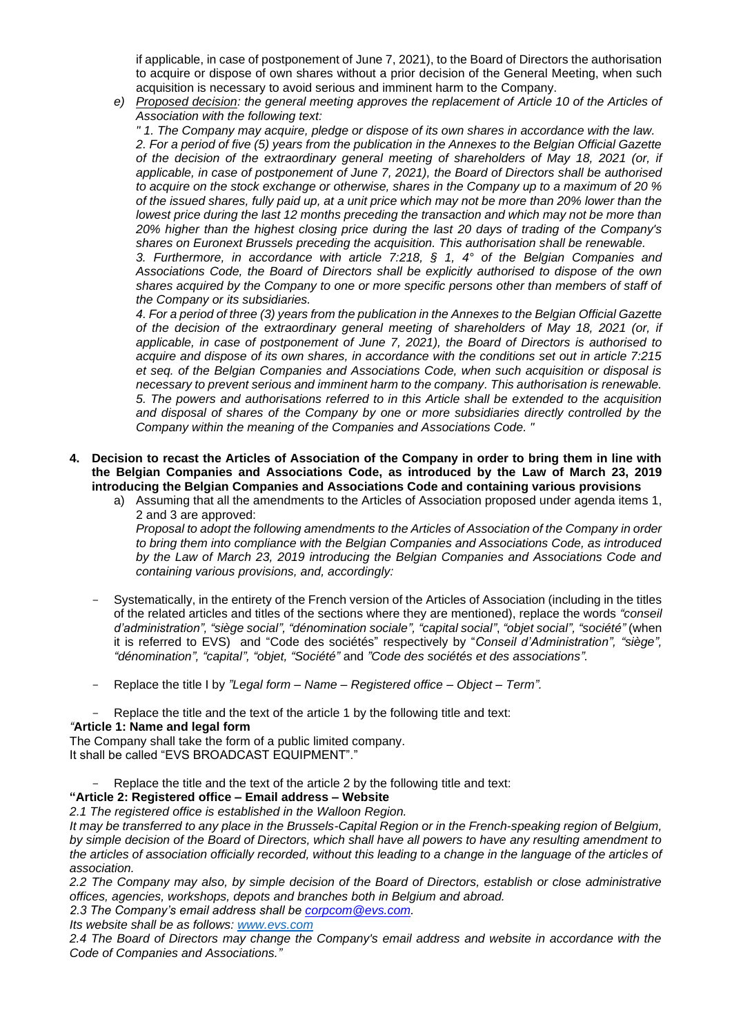if applicable, in case of postponement of June 7, 2021), to the Board of Directors the authorisation to acquire or dispose of own shares without a prior decision of the General Meeting, when such acquisition is necessary to avoid serious and imminent harm to the Company.

e) *Proposed decision: the general meeting approves the replacement of Article 10 of the Articles of Association with the following text:*

*" 1. The Company may acquire, pledge or dispose of its own shares in accordance with the law.*

*2. For a period of five (5) years from the publication in the Annexes to the Belgian Official Gazette of the decision of the extraordinary general meeting of shareholders of May 18, 2021 (or, if applicable, in case of postponement of June 7, 2021), the Board of Directors shall be authorised to acquire on the stock exchange or otherwise, shares in the Company up to a maximum of 20 % of the issued shares, fully paid up, at a unit price which may not be more than 20% lower than the lowest price during the last 12 months preceding the transaction and which may not be more than 20% higher than the highest closing price during the last 20 days of trading of the Company's shares on Euronext Brussels preceding the acquisition. This authorisation shall be renewable.*

*3. Furthermore, in accordance with article 7:218, § 1, 4° of the Belgian Companies and Associations Code, the Board of Directors shall be explicitly authorised to dispose of the own shares acquired by the Company to one or more specific persons other than members of staff of the Company or its subsidiaries.*

*4. For a period of three (3) years from the publication in the Annexes to the Belgian Official Gazette of the decision of the extraordinary general meeting of shareholders of May 18, 2021 (or, if applicable, in case of postponement of June 7, 2021), the Board of Directors is authorised to acquire and dispose of its own shares, in accordance with the conditions set out in article 7:215 et seq. of the Belgian Companies and Associations Code, when such acquisition or disposal is necessary to prevent serious and imminent harm to the company. This authorisation is renewable.*

*5. The powers and authorisations referred to in this Article shall be extended to the acquisition and disposal of shares of the Company by one or more subsidiaries directly controlled by the Company within the meaning of the Companies and Associations Code. "*

**4. Decision to recast the Articles of Association of the Company in order to bring them in line with the Belgian Companies and Associations Code, as introduced by the Law of March 23, 2019 introducing the Belgian Companies and Associations Code and containing various provisions**

a) Assuming that all the amendments to the Articles of Association proposed under agenda items 1, 2 and 3 are approved:

*Proposal to adopt the following amendments to the Articles of Association of the Company in order to bring them into compliance with the Belgian Companies and Associations Code, as introduced by the Law of March 23, 2019 introducing the Belgian Companies and Associations Code and containing various provisions, and, accordingly:*

- Systematically, in the entirety of the French version of the Articles of Association (including in the titles of the related articles and titles of the sections where they are mentioned), replace the words *"conseil d'administration", "siège social", "dénomination sociale", "capital social"*, *"objet social", "société"* (when it is referred to EVS) and "Code des sociétés" respectively by "*Conseil d'Administration", "siège", "dénomination", "capital", "objet, "Société"* and *"Code des sociétés et des associations"*.
- Replace the title I by *"Legal form – Name – Registered office – Object – Term".*
- Replace the title and the text of the article 1 by the following title and text:

*"***Article 1: Name and legal form**

The Company shall take the form of a public limited company.
It shall be called "EVS BROADCAST EQUIPMENT"."

- Replace the title and the text of the article 2 by the following title and text:

**"Article 2: Registered office – Email address – Website**

*2.1 The registered office is established in the Walloon Region.*

*It may be transferred to any place in the Brussels-Capital Region or in the French-speaking region of Belgium, by simple decision of the Board of Directors, which shall have all powers to have any resulting amendment to the articles of association officially recorded, without this leading to a change in the language of the articles of association.*

*2.2 The Company may also, by simple decision of the Board of Directors, establish or close administrative offices, agencies, workshops, depots and branches both in Belgium and abroad.*

*2.3 The Company's email address shall be corpcom@evs.com.*

*Its website shall be as follows: www.evs.com*

*2.4 The Board of Directors may change the Company's email address and website in accordance with the Code of Companies and Associations."*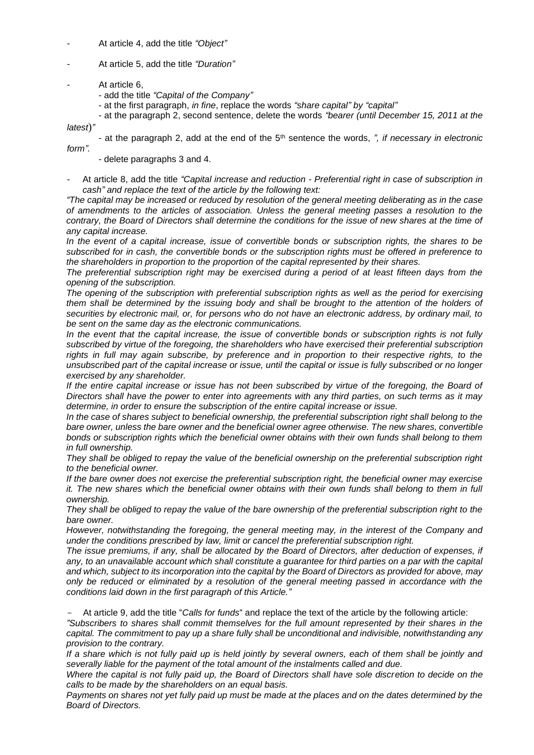- At article 4, add the title *"Object"*

- At article 5, add the title *"Duration"*

- At article 6,
    - add the title *"Capital of the Company"*
    - at the first paragraph, *in fine*, replace the words *"share capital" by "capital"*
    - at the paragraph 2, second sentence, delete the words *"bearer (until December 15, 2011 at the latest)"*
    - at the paragraph 2, add at the end of the 5th sentence the words, *", if necessary in electronic form".*
    - delete paragraphs 3 and 4.

- At article 8, add the title *"Capital increase and reduction - Preferential right in case of subscription in cash" and replace the text of the article by the following text:*

*"The capital may be increased or reduced by resolution of the general meeting deliberating as in the case of amendments to the articles of association. Unless the general meeting passes a resolution to the contrary, the Board of Directors shall determine the conditions for the issue of new shares at the time of any capital increase.*

*In the event of a capital increase, issue of convertible bonds or subscription rights, the shares to be subscribed for in cash, the convertible bonds or the subscription rights must be offered in preference to the shareholders in proportion to the proportion of the capital represented by their shares.*

*The preferential subscription right may be exercised during a period of at least fifteen days from the opening of the subscription.*

*The opening of the subscription with preferential subscription rights as well as the period for exercising them shall be determined by the issuing body and shall be brought to the attention of the holders of securities by electronic mail, or, for persons who do not have an electronic address, by ordinary mail, to be sent on the same day as the electronic communications.*

*In the event that the capital increase, the issue of convertible bonds or subscription rights is not fully subscribed by virtue of the foregoing, the shareholders who have exercised their preferential subscription rights in full may again subscribe, by preference and in proportion to their respective rights, to the unsubscribed part of the capital increase or issue, until the capital or issue is fully subscribed or no longer exercised by any shareholder.*

*If the entire capital increase or issue has not been subscribed by virtue of the foregoing, the Board of Directors shall have the power to enter into agreements with any third parties, on such terms as it may determine, in order to ensure the subscription of the entire capital increase or issue.*

*In the case of shares subject to beneficial ownership, the preferential subscription right shall belong to the bare owner, unless the bare owner and the beneficial owner agree otherwise. The new shares, convertible bonds or subscription rights which the beneficial owner obtains with their own funds shall belong to them in full ownership.*

*They shall be obliged to repay the value of the beneficial ownership on the preferential subscription right to the beneficial owner.*

*If the bare owner does not exercise the preferential subscription right, the beneficial owner may exercise it. The new shares which the beneficial owner obtains with their own funds shall belong to them in full ownership.*

*They shall be obliged to repay the value of the bare ownership of the preferential subscription right to the bare owner.*

*However, notwithstanding the foregoing, the general meeting may, in the interest of the Company and under the conditions prescribed by law, limit or cancel the preferential subscription right.*

*The issue premiums, if any, shall be allocated by the Board of Directors, after deduction of expenses, if any, to an unavailable account which shall constitute a guarantee for third parties on a par with the capital and which, subject to its incorporation into the capital by the Board of Directors as provided for above, may only be reduced or eliminated by a resolution of the general meeting passed in accordance with the conditions laid down in the first paragraph of this Article."*

- At article 9, add the title "*Calls for funds*" and replace the text of the article by the following article:

*"Subscribers to shares shall commit themselves for the full amount represented by their shares in the capital. The commitment to pay up a share fully shall be unconditional and indivisible, notwithstanding any provision to the contrary.*

*If a share which is not fully paid up is held jointly by several owners, each of them shall be jointly and severally liable for the payment of the total amount of the instalments called and due.*

*Where the capital is not fully paid up, the Board of Directors shall have sole discretion to decide on the calls to be made by the shareholders on an equal basis.*

*Payments on shares not yet fully paid up must be made at the places and on the dates determined by the Board of Directors.*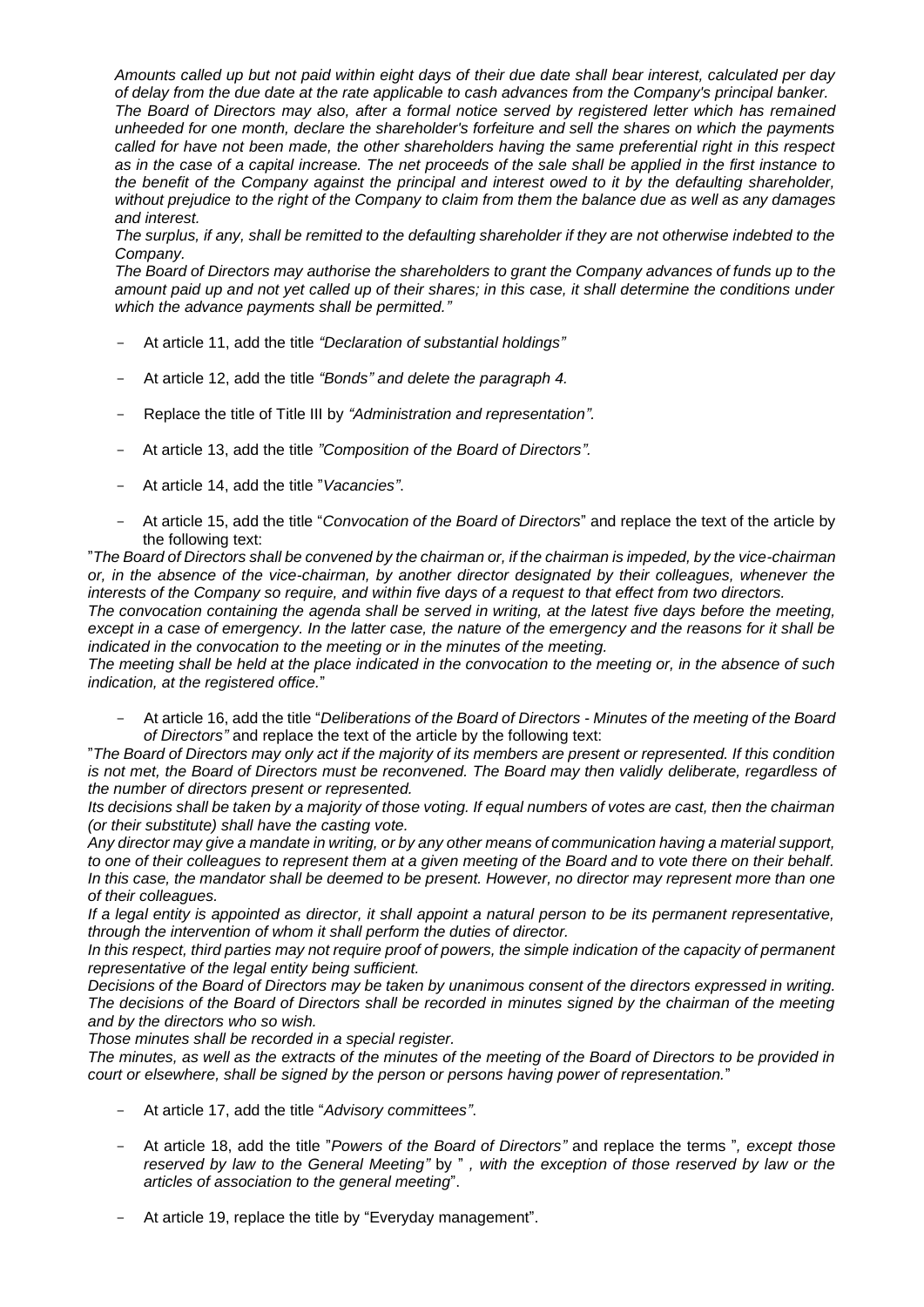*Amounts called up but not paid within eight days of their due date shall bear interest, calculated per day of delay from the due date at the rate applicable to cash advances from the Company's principal banker.*
*The Board of Directors may also, after a formal notice served by registered letter which has remained unheeded for one month, declare the shareholder's forfeiture and sell the shares on which the payments called for have not been made, the other shareholders having the same preferential right in this respect as in the case of a capital increase. The net proceeds of the sale shall be applied in the first instance to the benefit of the Company against the principal and interest owed to it by the defaulting shareholder, without prejudice to the right of the Company to claim from them the balance due as well as any damages and interest.*
*The surplus, if any, shall be remitted to the defaulting shareholder if they are not otherwise indebted to the Company.*
*The Board of Directors may authorise the shareholders to grant the Company advances of funds up to the amount paid up and not yet called up of their shares; in this case, it shall determine the conditions under which the advance payments shall be permitted."*

- At article 11, add the title *"Declaration of substantial holdings"*
- At article 12, add the title *"Bonds" and delete the paragraph 4.*
- Replace the title of Title III by *"Administration and representation".*
- At article 13, add the title *"Composition of the Board of Directors".*
- At article 14, add the title "*Vacancies"*.
- At article 15, add the title "*Convocation of the Board of Directors*" and replace the text of the article by the following text:

"*The Board of Directors shall be convened by the chairman or, if the chairman is impeded, by the vice-chairman or, in the absence of the vice-chairman, by another director designated by their colleagues, whenever the interests of the Company so require, and within five days of a request to that effect from two directors.*
*The convocation containing the agenda shall be served in writing, at the latest five days before the meeting, except in a case of emergency. In the latter case, the nature of the emergency and the reasons for it shall be indicated in the convocation to the meeting or in the minutes of the meeting.*
*The meeting shall be held at the place indicated in the convocation to the meeting or, in the absence of such indication, at the registered office.*"

- At article 16, add the title "*Deliberations of the Board of Directors - Minutes of the meeting of the Board of Directors"* and replace the text of the article by the following text:

"*The Board of Directors may only act if the majority of its members are present or represented. If this condition is not met, the Board of Directors must be reconvened. The Board may then validly deliberate, regardless of the number of directors present or represented.*
*Its decisions shall be taken by a majority of those voting. If equal numbers of votes are cast, then the chairman (or their substitute) shall have the casting vote.*
*Any director may give a mandate in writing, or by any other means of communication having a material support, to one of their colleagues to represent them at a given meeting of the Board and to vote there on their behalf. In this case, the mandator shall be deemed to be present. However, no director may represent more than one of their colleagues.*
*If a legal entity is appointed as director, it shall appoint a natural person to be its permanent representative, through the intervention of whom it shall perform the duties of director.*
*In this respect, third parties may not require proof of powers, the simple indication of the capacity of permanent representative of the legal entity being sufficient.*
*Decisions of the Board of Directors may be taken by unanimous consent of the directors expressed in writing.*
*The decisions of the Board of Directors shall be recorded in minutes signed by the chairman of the meeting and by the directors who so wish.*
*Those minutes shall be recorded in a special register.*
*The minutes, as well as the extracts of the minutes of the meeting of the Board of Directors to be provided in court or elsewhere, shall be signed by the person or persons having power of representation.*"

- At article 17, add the title "*Advisory committees"*.
- At article 18, add the title "*Powers of the Board of Directors"* and replace the terms "*, except those reserved by law to the General Meeting"* by " *, with the exception of those reserved by law or the articles of association to the general meeting*".
- At article 19, replace the title by "Everyday management".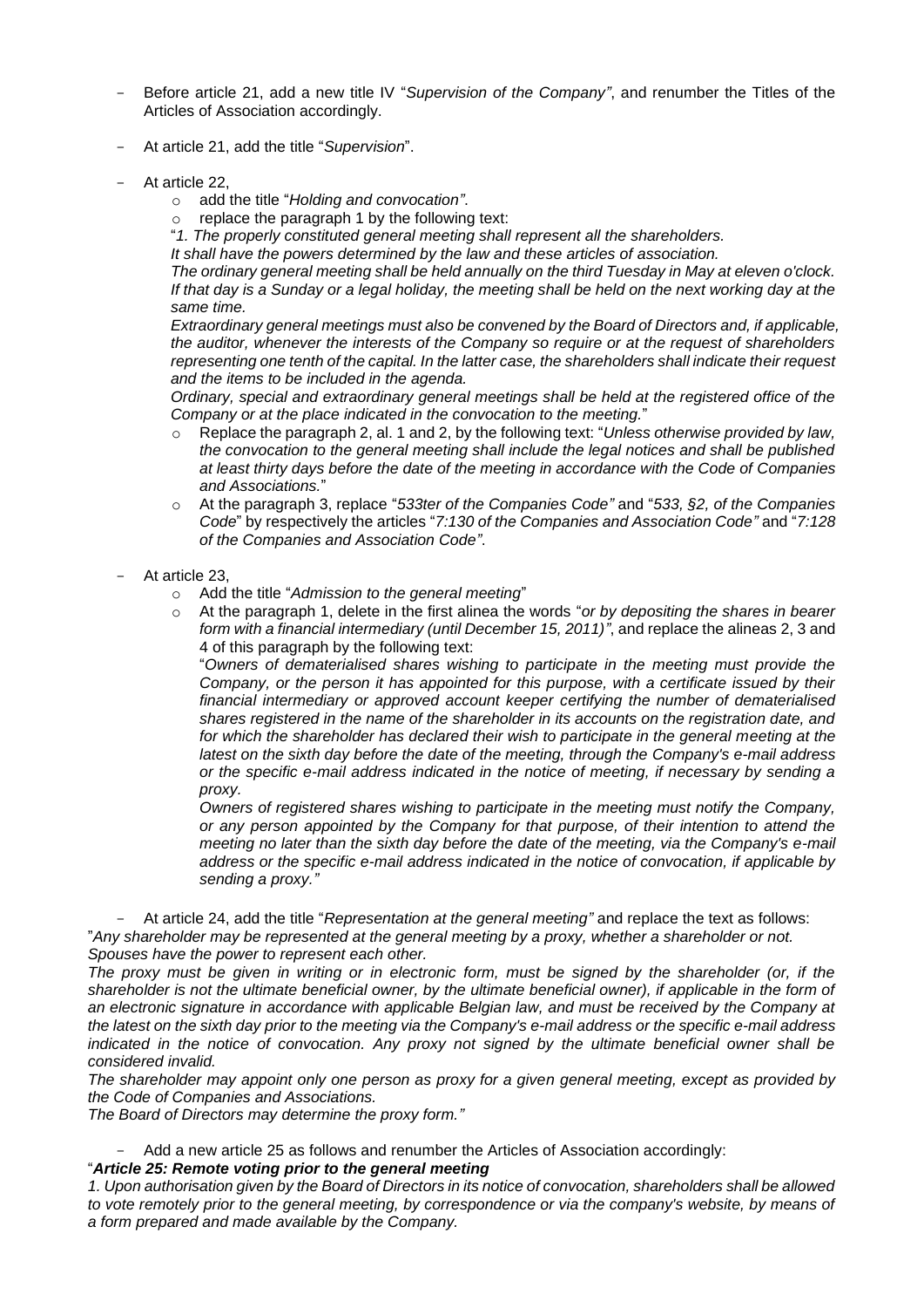- Before article 21, add a new title IV "*Supervision of the Company"*, and renumber the Titles of the Articles of Association accordingly.

- At article 21, add the title "*Supervision*".

- At article 22,
  - add the title "*Holding and convocation"*.
  - replace the paragraph 1 by the following text:

  "*1. The properly constituted general meeting shall represent all the shareholders.*
  *It shall have the powers determined by the law and these articles of association.*
  *The ordinary general meeting shall be held annually on the third Tuesday in May at eleven o'clock. If that day is a Sunday or a legal holiday, the meeting shall be held on the next working day at the same time.*
  *Extraordinary general meetings must also be convened by the Board of Directors and, if applicable, the auditor, whenever the interests of the Company so require or at the request of shareholders representing one tenth of the capital. In the latter case, the shareholders shall indicate their request and the items to be included in the agenda.*
  *Ordinary, special and extraordinary general meetings shall be held at the registered office of the Company or at the place indicated in the convocation to the meeting.*"
  - Replace the paragraph 2, al. 1 and 2, by the following text: "*Unless otherwise provided by law, the convocation to the general meeting shall include the legal notices and shall be published at least thirty days before the date of the meeting in accordance with the Code of Companies and Associations.*"
  - At the paragraph 3, replace "*533ter of the Companies Code"* and "*533, §2, of the Companies Code*" by respectively the articles "*7:130 of the Companies and Association Code"* and "*7:128 of the Companies and Association Code"*.

- At article 23,
  - Add the title "*Admission to the general meeting*"
  - At the paragraph 1, delete in the first alinea the words "*or by depositing the shares in bearer form with a financial intermediary (until December 15, 2011)"*, and replace the alineas 2, 3 and 4 of this paragraph by the following text:

  "*Owners of dematerialised shares wishing to participate in the meeting must provide the Company, or the person it has appointed for this purpose, with a certificate issued by their financial intermediary or approved account keeper certifying the number of dematerialised shares registered in the name of the shareholder in its accounts on the registration date, and for which the shareholder has declared their wish to participate in the general meeting at the latest on the sixth day before the date of the meeting, through the Company's e-mail address or the specific e-mail address indicated in the notice of meeting, if necessary by sending a proxy.*
  *Owners of registered shares wishing to participate in the meeting must notify the Company, or any person appointed by the Company for that purpose, of their intention to attend the meeting no later than the sixth day before the date of the meeting, via the Company's e-mail address or the specific e-mail address indicated in the notice of convocation, if applicable by sending a proxy."*

- At article 24, add the title "*Representation at the general meeting"* and replace the text as follows:

"*Any shareholder may be represented at the general meeting by a proxy, whether a shareholder or not.*
*Spouses have the power to represent each other.*
*The proxy must be given in writing or in electronic form, must be signed by the shareholder (or, if the shareholder is not the ultimate beneficial owner, by the ultimate beneficial owner), if applicable in the form of an electronic signature in accordance with applicable Belgian law, and must be received by the Company at the latest on the sixth day prior to the meeting via the Company's e-mail address or the specific e-mail address indicated in the notice of convocation. Any proxy not signed by the ultimate beneficial owner shall be considered invalid.*
*The shareholder may appoint only one person as proxy for a given general meeting, except as provided by the Code of Companies and Associations.*
*The Board of Directors may determine the proxy form."*

- Add a new article 25 as follows and renumber the Articles of Association accordingly:

"***Article 25: Remote voting prior to the general meeting***
*1. Upon authorisation given by the Board of Directors in its notice of convocation, shareholders shall be allowed to vote remotely prior to the general meeting, by correspondence or via the company's website, by means of a form prepared and made available by the Company.*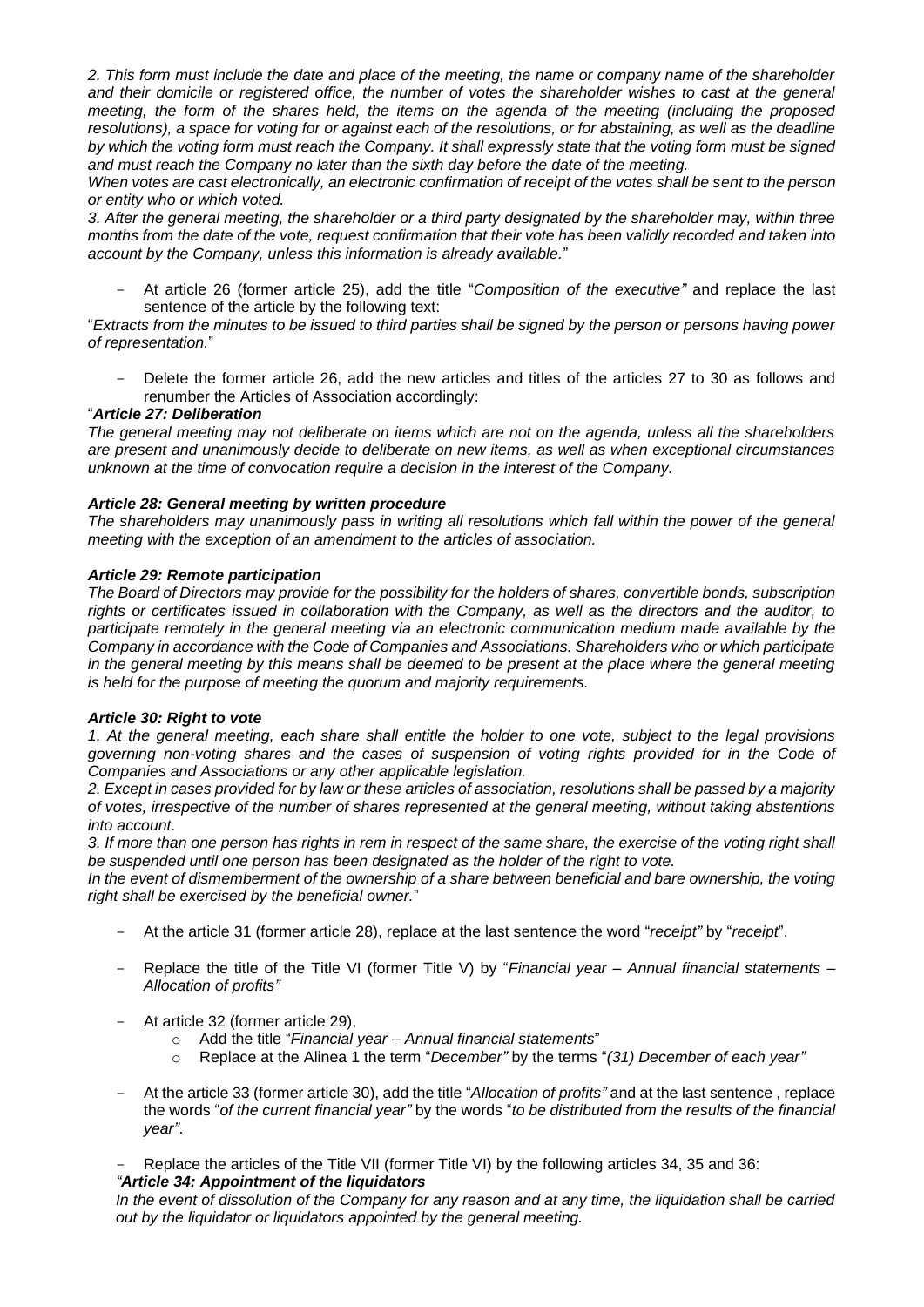*2. This form must include the date and place of the meeting, the name or company name of the shareholder and their domicile or registered office, the number of votes the shareholder wishes to cast at the general meeting, the form of the shares held, the items on the agenda of the meeting (including the proposed resolutions), a space for voting for or against each of the resolutions, or for abstaining, as well as the deadline by which the voting form must reach the Company. It shall expressly state that the voting form must be signed and must reach the Company no later than the sixth day before the date of the meeting.*

*When votes are cast electronically, an electronic confirmation of receipt of the votes shall be sent to the person or entity who or which voted.*

*3. After the general meeting, the shareholder or a third party designated by the shareholder may, within three months from the date of the vote, request confirmation that their vote has been validly recorded and taken into account by the Company, unless this information is already available.*"

- At article 26 (former article 25), add the title "*Composition of the executive"* and replace the last sentence of the article by the following text:

"*Extracts from the minutes to be issued to third parties shall be signed by the person or persons having power of representation.*"

- Delete the former article 26, add the new articles and titles of the articles 27 to 30 as follows and renumber the Articles of Association accordingly:

"***Article 27: Deliberation***

*The general meeting may not deliberate on items which are not on the agenda, unless all the shareholders are present and unanimously decide to deliberate on new items, as well as when exceptional circumstances unknown at the time of convocation require a decision in the interest of the Company.*

***Article 28: General meeting by written procedure***

*The shareholders may unanimously pass in writing all resolutions which fall within the power of the general meeting with the exception of an amendment to the articles of association.*

***Article 29: Remote participation***

*The Board of Directors may provide for the possibility for the holders of shares, convertible bonds, subscription rights or certificates issued in collaboration with the Company, as well as the directors and the auditor, to participate remotely in the general meeting via an electronic communication medium made available by the Company in accordance with the Code of Companies and Associations. Shareholders who or which participate in the general meeting by this means shall be deemed to be present at the place where the general meeting is held for the purpose of meeting the quorum and majority requirements.*

***Article 30: Right to vote***

*1. At the general meeting, each share shall entitle the holder to one vote, subject to the legal provisions governing non-voting shares and the cases of suspension of voting rights provided for in the Code of Companies and Associations or any other applicable legislation.*

*2. Except in cases provided for by law or these articles of association, resolutions shall be passed by a majority of votes, irrespective of the number of shares represented at the general meeting, without taking abstentions into account.*

*3. If more than one person has rights in rem in respect of the same share, the exercise of the voting right shall be suspended until one person has been designated as the holder of the right to vote.*

*In the event of dismemberment of the ownership of a share between beneficial and bare ownership, the voting right shall be exercised by the beneficial owner.*"

- At the article 31 (former article 28), replace at the last sentence the word "*receipt"* by "*receipt*".

- Replace the title of the Title VI (former Title V) by "*Financial year – Annual financial statements – Allocation of profits"*

- At article 32 (former article 29),
  - Add the title "*Financial year – Annual financial statements*"
  - Replace at the Alinea 1 the term "*December"* by the terms "*(31) December of each year"*

- At the article 33 (former article 30), add the title "*Allocation of profits"* and at the last sentence , replace the words "*of the current financial year"* by the words "*to be distributed from the results of the financial year"*.

- Replace the articles of the Title VII (former Title VI) by the following articles 34, 35 and 36:

*"**Article 34: Appointment of the liquidators***

*In the event of dissolution of the Company for any reason and at any time, the liquidation shall be carried out by the liquidator or liquidators appointed by the general meeting.*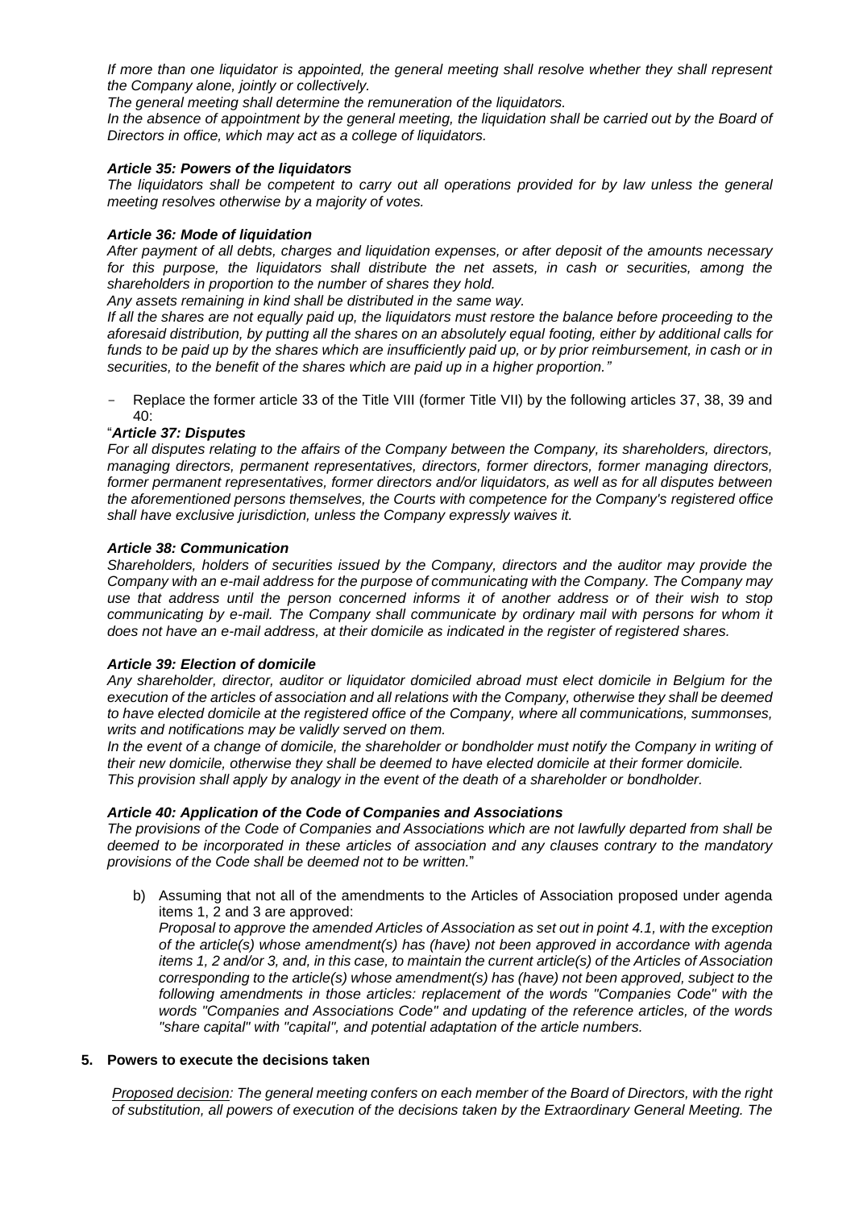*If more than one liquidator is appointed, the general meeting shall resolve whether they shall represent the Company alone, jointly or collectively.*

*The general meeting shall determine the remuneration of the liquidators.*

*In the absence of appointment by the general meeting, the liquidation shall be carried out by the Board of Directors in office, which may act as a college of liquidators.*

***Article 35: Powers of the liquidators***

*The liquidators shall be competent to carry out all operations provided for by law unless the general meeting resolves otherwise by a majority of votes.*

***Article 36: Mode of liquidation***

*After payment of all debts, charges and liquidation expenses, or after deposit of the amounts necessary for this purpose, the liquidators shall distribute the net assets, in cash or securities, among the shareholders in proportion to the number of shares they hold.*

*Any assets remaining in kind shall be distributed in the same way.*

*If all the shares are not equally paid up, the liquidators must restore the balance before proceeding to the aforesaid distribution, by putting all the shares on an absolutely equal footing, either by additional calls for funds to be paid up by the shares which are insufficiently paid up, or by prior reimbursement, in cash or in securities, to the benefit of the shares which are paid up in a higher proportion."*

- Replace the former article 33 of the Title VIII (former Title VII) by the following articles 37, 38, 39 and 40:

"***Article 37: Disputes***

*For all disputes relating to the affairs of the Company between the Company, its shareholders, directors, managing directors, permanent representatives, directors, former directors, former managing directors, former permanent representatives, former directors and/or liquidators, as well as for all disputes between the aforementioned persons themselves, the Courts with competence for the Company's registered office shall have exclusive jurisdiction, unless the Company expressly waives it.*

***Article 38: Communication***

*Shareholders, holders of securities issued by the Company, directors and the auditor may provide the Company with an e-mail address for the purpose of communicating with the Company. The Company may use that address until the person concerned informs it of another address or of their wish to stop communicating by e-mail. The Company shall communicate by ordinary mail with persons for whom it does not have an e-mail address, at their domicile as indicated in the register of registered shares.*

***Article 39: Election of domicile***

*Any shareholder, director, auditor or liquidator domiciled abroad must elect domicile in Belgium for the execution of the articles of association and all relations with the Company, otherwise they shall be deemed to have elected domicile at the registered office of the Company, where all communications, summonses, writs and notifications may be validly served on them.*

*In the event of a change of domicile, the shareholder or bondholder must notify the Company in writing of their new domicile, otherwise they shall be deemed to have elected domicile at their former domicile.*

*This provision shall apply by analogy in the event of the death of a shareholder or bondholder.*

***Article 40: Application of the Code of Companies and Associations***

*The provisions of the Code of Companies and Associations which are not lawfully departed from shall be deemed to be incorporated in these articles of association and any clauses contrary to the mandatory provisions of the Code shall be deemed not to be written.*"

b) Assuming that not all of the amendments to the Articles of Association proposed under agenda items 1, 2 and 3 are approved:
*Proposal to approve the amended Articles of Association as set out in point 4.1, with the exception of the article(s) whose amendment(s) has (have) not been approved in accordance with agenda items 1, 2 and/or 3, and, in this case, to maintain the current article(s) of the Articles of Association corresponding to the article(s) whose amendment(s) has (have) not been approved, subject to the following amendments in those articles: replacement of the words "Companies Code" with the words "Companies and Associations Code" and updating of the reference articles, of the words "share capital" with "capital", and potential adaptation of the article numbers.*

**5. Powers to execute the decisions taken**

*Proposed decision: The general meeting confers on each member of the Board of Directors, with the right of substitution, all powers of execution of the decisions taken by the Extraordinary General Meeting. The*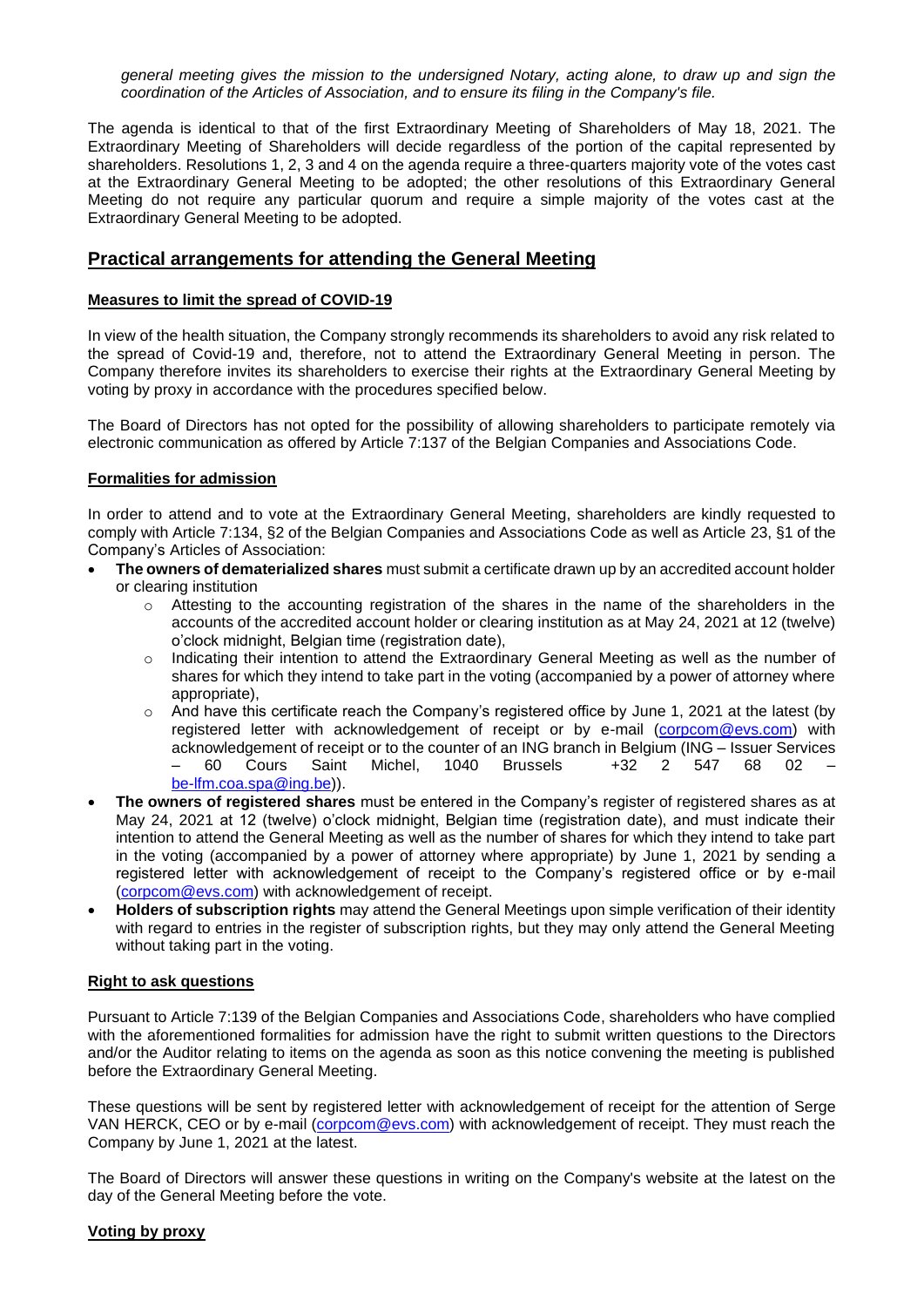*general meeting gives the mission to the undersigned Notary, acting alone, to draw up and sign the coordination of the Articles of Association, and to ensure its filing in the Company's file.*

The agenda is identical to that of the first Extraordinary Meeting of Shareholders of May 18, 2021. The Extraordinary Meeting of Shareholders will decide regardless of the portion of the capital represented by shareholders. Resolutions 1, 2, 3 and 4 on the agenda require a three-quarters majority vote of the votes cast at the Extraordinary General Meeting to be adopted; the other resolutions of this Extraordinary General Meeting do not require any particular quorum and require a simple majority of the votes cast at the Extraordinary General Meeting to be adopted.

## Practical arrangements for attending the General Meeting

### Measures to limit the spread of COVID-19

In view of the health situation, the Company strongly recommends its shareholders to avoid any risk related to the spread of Covid-19 and, therefore, not to attend the Extraordinary General Meeting in person. The Company therefore invites its shareholders to exercise their rights at the Extraordinary General Meeting by voting by proxy in accordance with the procedures specified below.

The Board of Directors has not opted for the possibility of allowing shareholders to participate remotely via electronic communication as offered by Article 7:137 of the Belgian Companies and Associations Code.

### Formalities for admission

In order to attend and to vote at the Extraordinary General Meeting, shareholders are kindly requested to comply with Article 7:134, §2 of the Belgian Companies and Associations Code as well as Article 23, §1 of the Company's Articles of Association:

- **The owners of dematerialized shares** must submit a certificate drawn up by an accredited account holder or clearing institution
  - Attesting to the accounting registration of the shares in the name of the shareholders in the accounts of the accredited account holder or clearing institution as at May 24, 2021 at 12 (twelve) o'clock midnight, Belgian time (registration date),
  - Indicating their intention to attend the Extraordinary General Meeting as well as the number of shares for which they intend to take part in the voting (accompanied by a power of attorney where appropriate),
  - And have this certificate reach the Company's registered office by June 1, 2021 at the latest (by registered letter with acknowledgement of receipt or by e-mail (corpcom@evs.com) with acknowledgement of receipt or to the counter of an ING branch in Belgium (ING – Issuer Services – 60 Cours Saint Michel, 1040 Brussels +32 2 547 68 02 – be-lfm.coa.spa@ing.be)).
- **The owners of registered shares** must be entered in the Company's register of registered shares as at May 24, 2021 at 12 (twelve) o'clock midnight, Belgian time (registration date), and must indicate their intention to attend the General Meeting as well as the number of shares for which they intend to take part in the voting (accompanied by a power of attorney where appropriate) by June 1, 2021 by sending a registered letter with acknowledgement of receipt to the Company's registered office or by e-mail (corpcom@evs.com) with acknowledgement of receipt.
- **Holders of subscription rights** may attend the General Meetings upon simple verification of their identity with regard to entries in the register of subscription rights, but they may only attend the General Meeting without taking part in the voting.

### Right to ask questions

Pursuant to Article 7:139 of the Belgian Companies and Associations Code, shareholders who have complied with the aforementioned formalities for admission have the right to submit written questions to the Directors and/or the Auditor relating to items on the agenda as soon as this notice convening the meeting is published before the Extraordinary General Meeting.

These questions will be sent by registered letter with acknowledgement of receipt for the attention of Serge VAN HERCK, CEO or by e-mail (corpcom@evs.com) with acknowledgement of receipt. They must reach the Company by June 1, 2021 at the latest.

The Board of Directors will answer these questions in writing on the Company's website at the latest on the day of the General Meeting before the vote.

### Voting by proxy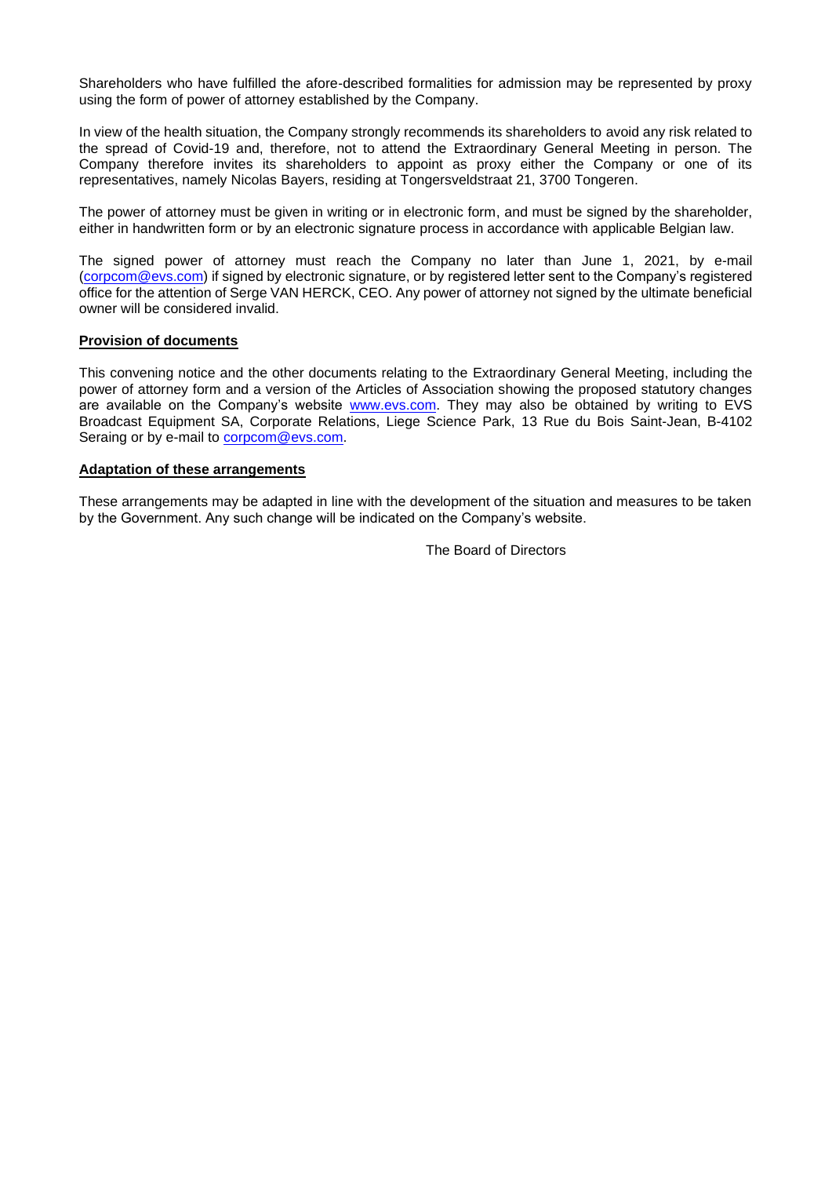Shareholders who have fulfilled the afore-described formalities for admission may be represented by proxy using the form of power of attorney established by the Company.

In view of the health situation, the Company strongly recommends its shareholders to avoid any risk related to the spread of Covid-19 and, therefore, not to attend the Extraordinary General Meeting in person. The Company therefore invites its shareholders to appoint as proxy either the Company or one of its representatives, namely Nicolas Bayers, residing at Tongersveldstraat 21, 3700 Tongeren.

The power of attorney must be given in writing or in electronic form, and must be signed by the shareholder, either in handwritten form or by an electronic signature process in accordance with applicable Belgian law.

The signed power of attorney must reach the Company no later than June 1, 2021, by e-mail (corpcom@evs.com) if signed by electronic signature, or by registered letter sent to the Company's registered office for the attention of Serge VAN HERCK, CEO. Any power of attorney not signed by the ultimate beneficial owner will be considered invalid.

**Provision of documents**

This convening notice and the other documents relating to the Extraordinary General Meeting, including the power of attorney form and a version of the Articles of Association showing the proposed statutory changes are available on the Company's website www.evs.com. They may also be obtained by writing to EVS Broadcast Equipment SA, Corporate Relations, Liege Science Park, 13 Rue du Bois Saint-Jean, B-4102 Seraing or by e-mail to corpcom@evs.com.

**Adaptation of these arrangements**

These arrangements may be adapted in line with the development of the situation and measures to be taken by the Government. Any such change will be indicated on the Company's website.

The Board of Directors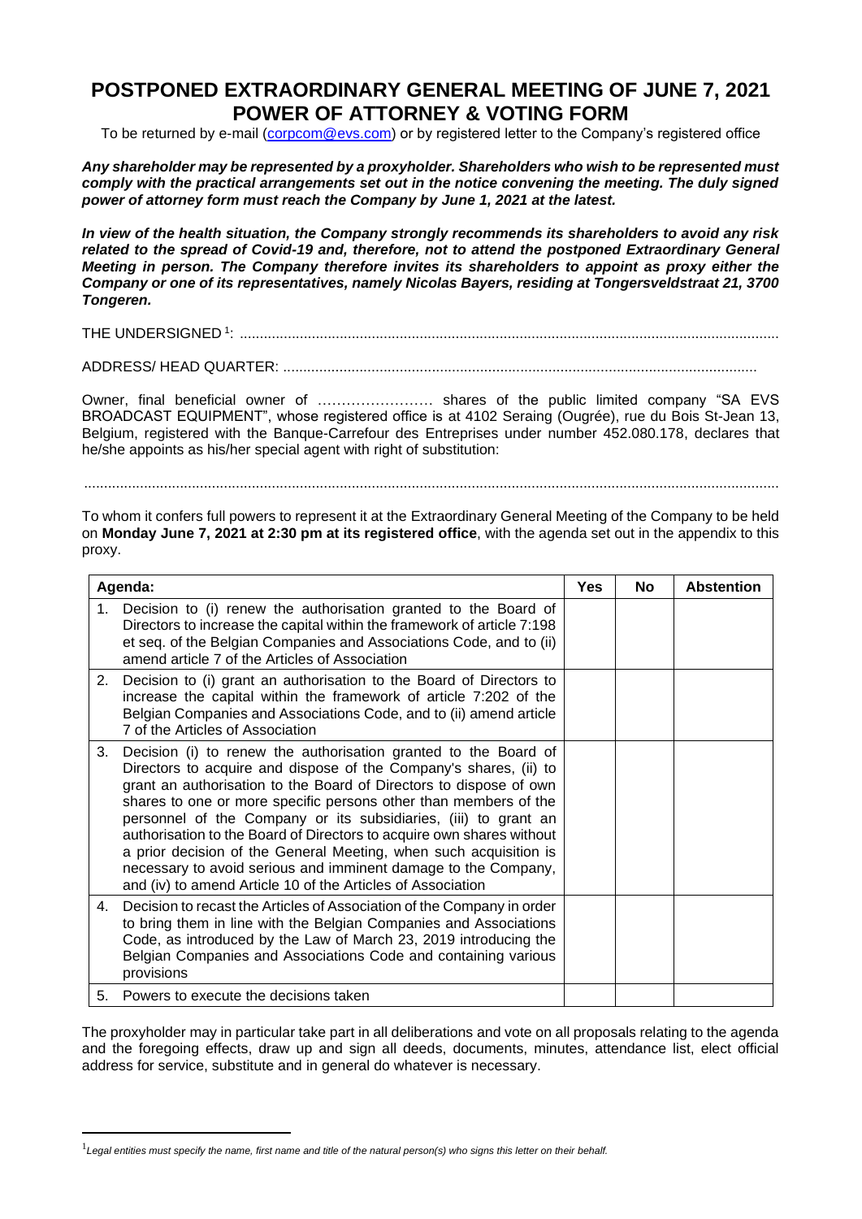# POSTPONED EXTRAORDINARY GENERAL MEETING OF JUNE 7, 2021
# POWER OF ATTORNEY & VOTING FORM

To be returned by e-mail (corpcom@evs.com) or by registered letter to the Company's registered office

***Any shareholder may be represented by a proxyholder. Shareholders who wish to be represented must comply with the practical arrangements set out in the notice convening the meeting. The duly signed power of attorney form must reach the Company by June 1, 2021 at the latest.***

***In view of the health situation, the Company strongly recommends its shareholders to avoid any risk related to the spread of Covid-19 and, therefore, not to attend the postponed Extraordinary General Meeting in person. The Company therefore invites its shareholders to appoint as proxy either the Company or one of its representatives, namely Nicolas Bayers, residing at Tongersveldstraat 21, 3700 Tongeren.***

THE UNDERSIGNED [1]: ......................................................................................................................................

ADDRESS/ HEAD QUARTER: .....................................................................................................................

Owner, final beneficial owner of …………………… shares of the public limited company "SA EVS BROADCAST EQUIPMENT", whose registered office is at 4102 Seraing (Ougrée), rue du Bois St-Jean 13, Belgium, registered with the Banque-Carrefour des Entreprises under number 452.080.178, declares that he/she appoints as his/her special agent with right of substitution:

...........................................................................................................................................................................

To whom it confers full powers to represent it at the Extraordinary General Meeting of the Company to be held on **Monday June 7, 2021 at 2:30 pm at its registered office**, with the agenda set out in the appendix to this proxy.

| Agenda: | Yes | No | Abstention |
|---|---|---|---|
| 1. Decision to (i) renew the authorisation granted to the Board of Directors to increase the capital within the framework of article 7:198 et seq. of the Belgian Companies and Associations Code, and to (ii) amend article 7 of the Articles of Association | | | |
| 2. Decision to (i) grant an authorisation to the Board of Directors to increase the capital within the framework of article 7:202 of the Belgian Companies and Associations Code, and to (ii) amend article 7 of the Articles of Association | | | |
| 3. Decision (i) to renew the authorisation granted to the Board of Directors to acquire and dispose of the Company's shares, (ii) to grant an authorisation to the Board of Directors to dispose of own shares to one or more specific persons other than members of the personnel of the Company or its subsidiaries, (iii) to grant an authorisation to the Board of Directors to acquire own shares without a prior decision of the General Meeting, when such acquisition is necessary to avoid serious and imminent damage to the Company, and (iv) to amend Article 10 of the Articles of Association | | | |
| 4. Decision to recast the Articles of Association of the Company in order to bring them in line with the Belgian Companies and Associations Code, as introduced by the Law of March 23, 2019 introducing the Belgian Companies and Associations Code and containing various provisions | | | |
| 5. Powers to execute the decisions taken | | | |

The proxyholder may in particular take part in all deliberations and vote on all proposals relating to the agenda and the foregoing effects, draw up and sign all deeds, documents, minutes, attendance list, elect official address for service, substitute and in general do whatever is necessary.

---

[1] *Legal entities must specify the name, first name and title of the natural person(s) who signs this letter on their behalf.*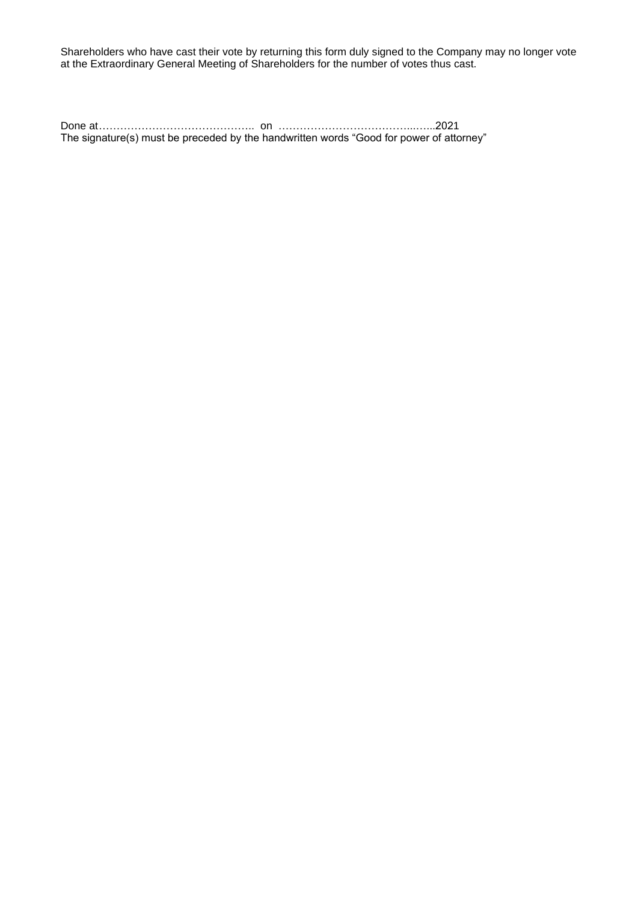Shareholders who have cast their vote by returning this form duly signed to the Company may no longer vote at the Extraordinary General Meeting of Shareholders for the number of votes thus cast.

Done at…………………………………….. on ……………………………...…..2021

The signature(s) must be preceded by the handwritten words "Good for power of attorney"